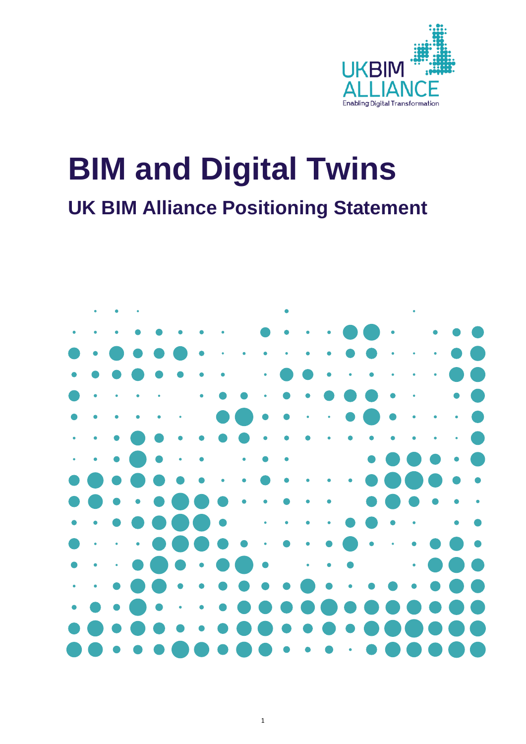# BIM and Digital Twins

## UK BIM Alliance Positioning Statement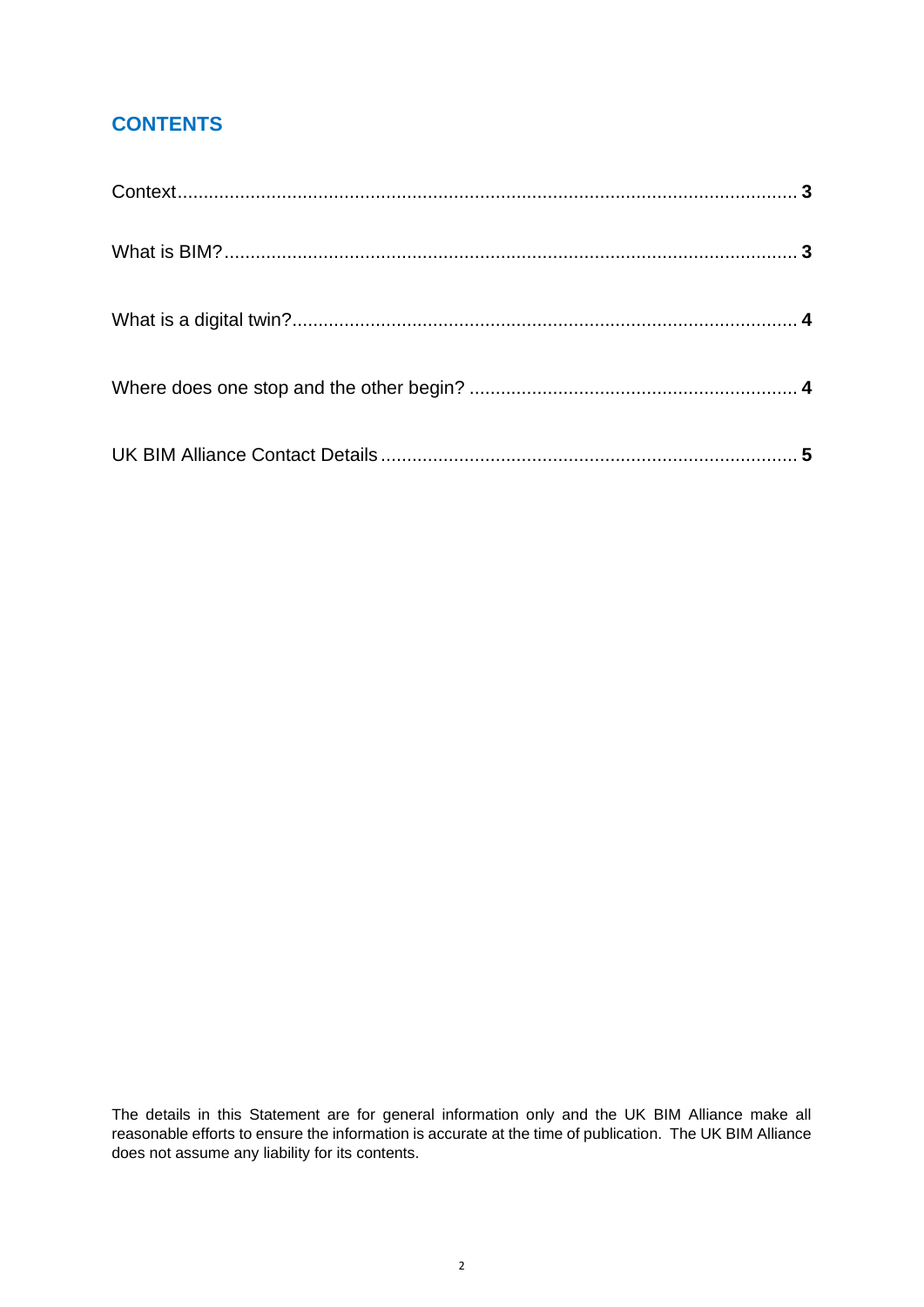## CONTENTS

Context .......................................................................................................... **3**

What is BIM? ................................................................................................. **3**

What is a digital twin? .................................................................................... **4**

Where does one stop and the other begin? ................................................... **4**

UK BIM Alliance Contact Details .................................................................... **5**

The details in this Statement are for general information only and the UK BIM Alliance make all reasonable efforts to ensure the information is accurate at the time of publication. The UK BIM Alliance does not assume any liability for its contents.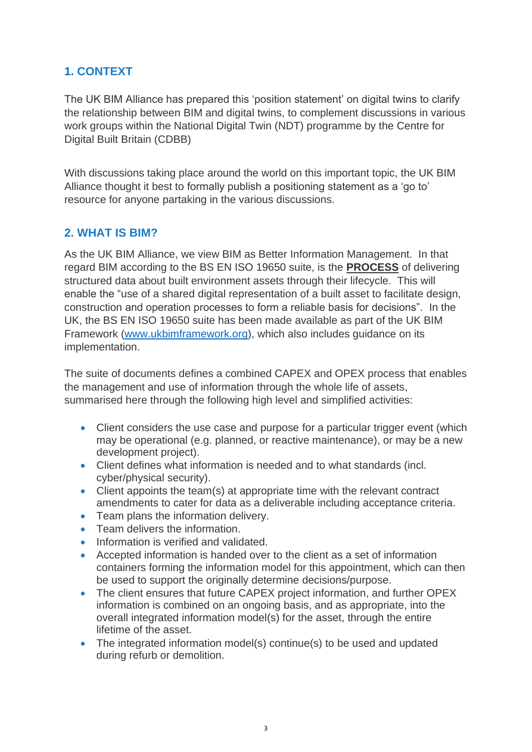## 1. CONTEXT

The UK BIM Alliance has prepared this 'position statement' on digital twins to clarify the relationship between BIM and digital twins, to complement discussions in various work groups within the National Digital Twin (NDT) programme by the Centre for Digital Built Britain (CDBB)

With discussions taking place around the world on this important topic, the UK BIM Alliance thought it best to formally publish a positioning statement as a 'go to' resource for anyone partaking in the various discussions.

## 2. WHAT IS BIM?

As the UK BIM Alliance, we view BIM as Better Information Management. In that regard BIM according to the BS EN ISO 19650 suite, is the **PROCESS** of delivering structured data about built environment assets through their lifecycle. This will enable the "use of a shared digital representation of a built asset to facilitate design, construction and operation processes to form a reliable basis for decisions". In the UK, the BS EN ISO 19650 suite has been made available as part of the UK BIM Framework ([www.ukbimframework.org](www.ukbimframework.org)), which also includes guidance on its implementation.

The suite of documents defines a combined CAPEX and OPEX process that enables the management and use of information through the whole life of assets, summarised here through the following high level and simplified activities:

- Client considers the use case and purpose for a particular trigger event (which may be operational (e.g. planned, or reactive maintenance), or may be a new development project).
- Client defines what information is needed and to what standards (incl. cyber/physical security).
- Client appoints the team(s) at appropriate time with the relevant contract amendments to cater for data as a deliverable including acceptance criteria.
- Team plans the information delivery.
- Team delivers the information.
- Information is verified and validated.
- Accepted information is handed over to the client as a set of information containers forming the information model for this appointment, which can then be used to support the originally determine decisions/purpose.
- The client ensures that future CAPEX project information, and further OPEX information is combined on an ongoing basis, and as appropriate, into the overall integrated information model(s) for the asset, through the entire lifetime of the asset.
- The integrated information model(s) continue(s) to be used and updated during refurb or demolition.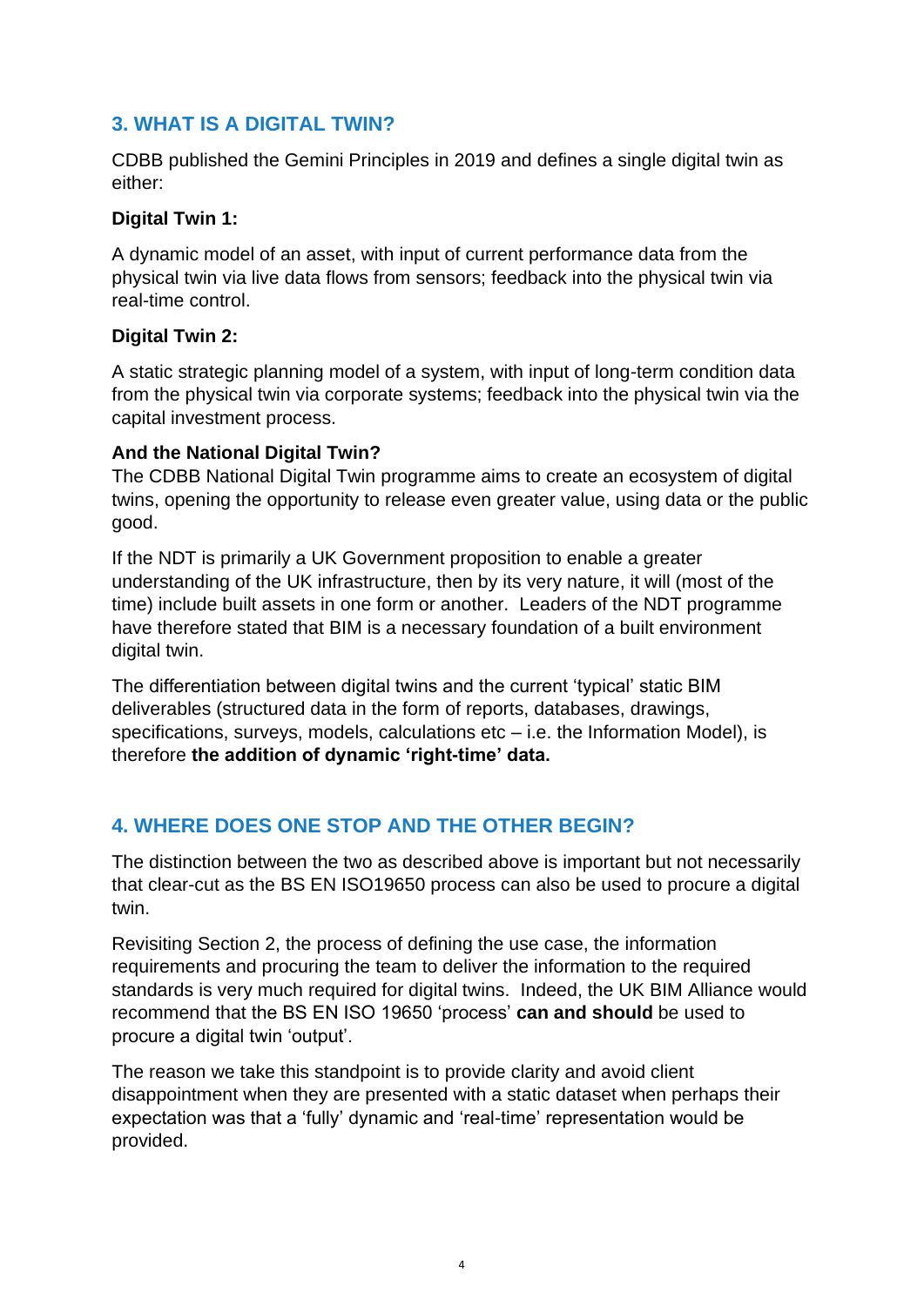## 3. WHAT IS A DIGITAL TWIN?

CDBB published the Gemini Principles in 2019 and defines a single digital twin as either:

**Digital Twin 1:**

A dynamic model of an asset, with input of current performance data from the physical twin via live data flows from sensors; feedback into the physical twin via real-time control.

**Digital Twin 2:**

A static strategic planning model of a system, with input of long-term condition data from the physical twin via corporate systems; feedback into the physical twin via the capital investment process.

**And the National Digital Twin?**

The CDBB National Digital Twin programme aims to create an ecosystem of digital twins, opening the opportunity to release even greater value, using data or the public good.

If the NDT is primarily a UK Government proposition to enable a greater understanding of the UK infrastructure, then by its very nature, it will (most of the time) include built assets in one form or another. Leaders of the NDT programme have therefore stated that BIM is a necessary foundation of a built environment digital twin.

The differentiation between digital twins and the current 'typical' static BIM deliverables (structured data in the form of reports, databases, drawings, specifications, surveys, models, calculations etc – i.e. the Information Model), is therefore **the addition of dynamic 'right-time' data.**

## 4. WHERE DOES ONE STOP AND THE OTHER BEGIN?

The distinction between the two as described above is important but not necessarily that clear-cut as the BS EN ISO19650 process can also be used to procure a digital twin.

Revisiting Section 2, the process of defining the use case, the information requirements and procuring the team to deliver the information to the required standards is very much required for digital twins. Indeed, the UK BIM Alliance would recommend that the BS EN ISO 19650 'process' **can and should** be used to procure a digital twin 'output'.

The reason we take this standpoint is to provide clarity and avoid client disappointment when they are presented with a static dataset when perhaps their expectation was that a 'fully' dynamic and 'real-time' representation would be provided.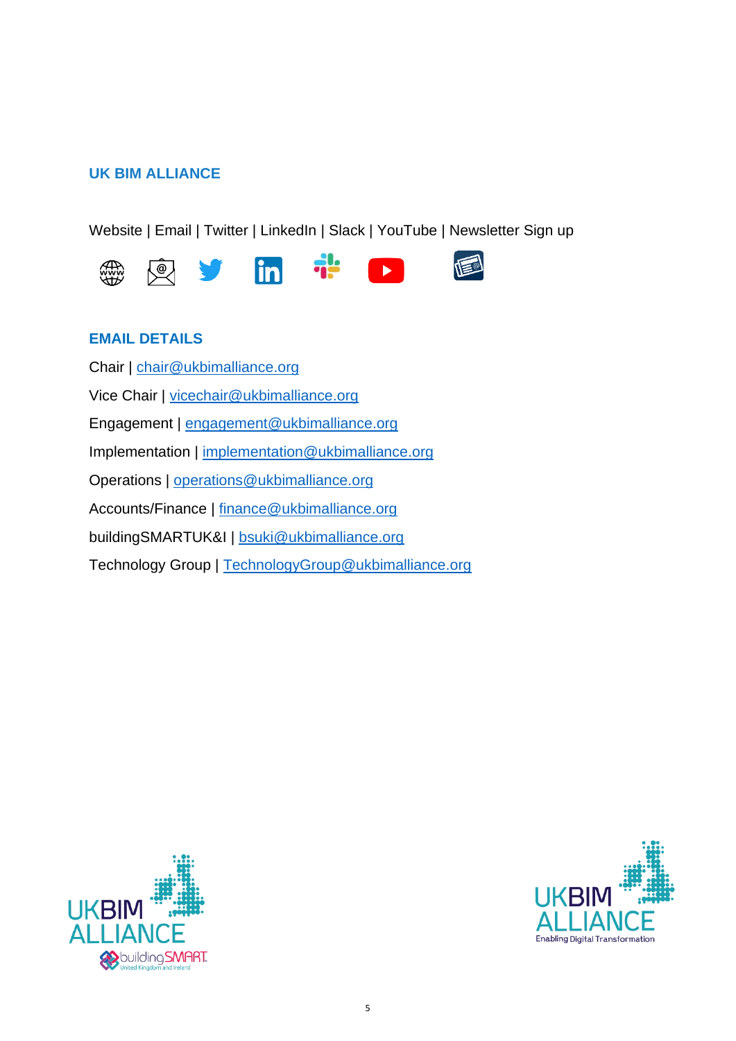## UK BIM ALLIANCE

Website | Email | Twitter | LinkedIn | Slack | YouTube | Newsletter Sign up

## EMAIL DETAILS

Chair | chair@ukbimalliance.org

Vice Chair | vicechair@ukbimalliance.org

Engagement | engagement@ukbimalliance.org

Implementation | implementation@ukbimalliance.org

Operations | operations@ukbimalliance.org

Accounts/Finance | finance@ukbimalliance.org

buildingSMARTUK&I | bsuki@ukbimalliance.org

Technology Group | TechnologyGroup@ukbimalliance.org